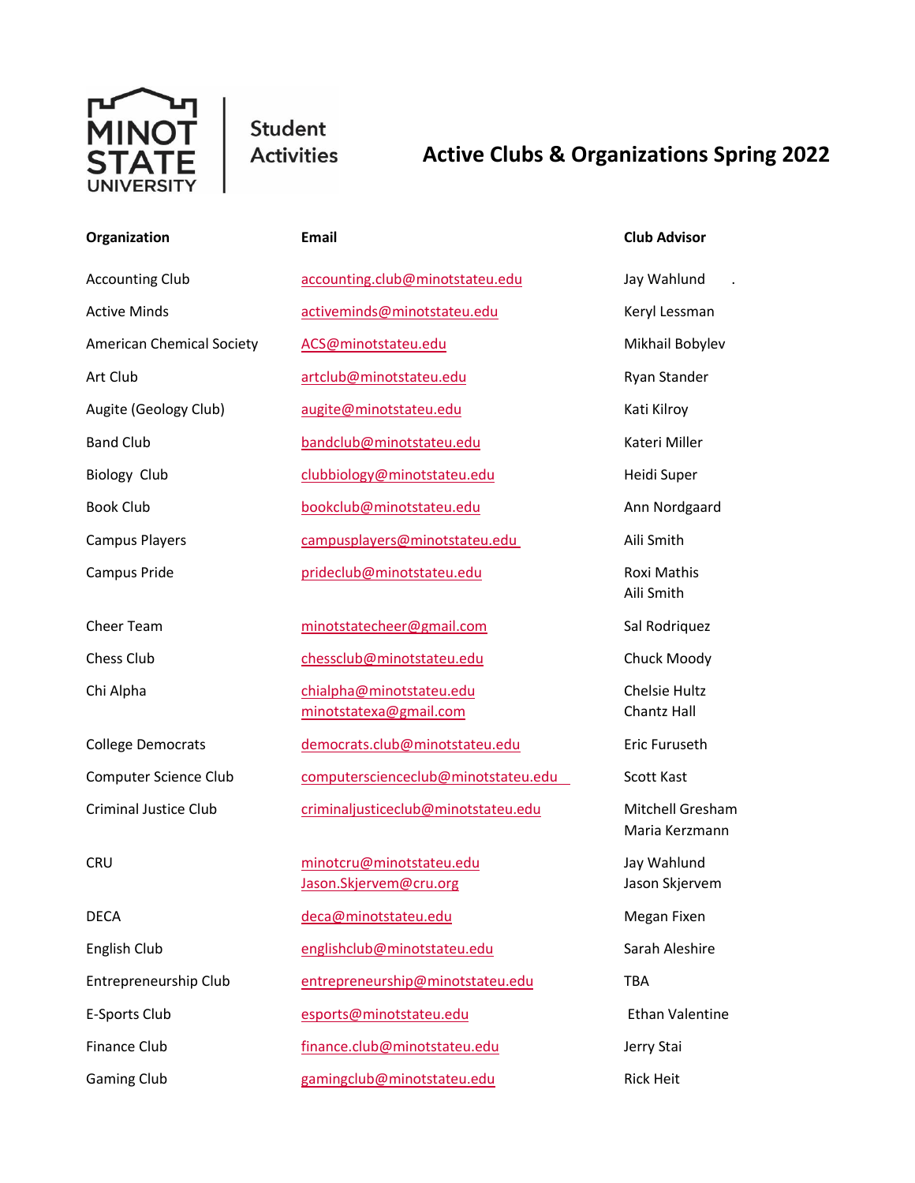Minot State University | Student Activities

# Active Clubs & Organizations Spring 2022

| Organization | Email | Club Advisor |
|---|---|---|
| Accounting Club | accounting.club@minotstateu.edu | Jay Wahlund . |
| Active Minds | activeminds@minotstateu.edu | Keryl Lessman |
| American Chemical Society | ACS@minotstateu.edu | Mikhail Bobylev |
| Art Club | artclub@minotstateu.edu | Ryan Stander |
| Augite (Geology Club) | augite@minotstateu.edu | Kati Kilroy |
| Band Club | bandclub@minotstateu.edu | Kateri Miller |
| Biology Club | clubbiology@minotstateu.edu | Heidi Super |
| Book Club | bookclub@minotstateu.edu | Ann Nordgaard |
| Campus Players | campusplayers@minotstateu.edu | Aili Smith |
| Campus Pride | prideclub@minotstateu.edu | Roxi Mathis<br>Aili Smith |
| Cheer Team | minotstatecheer@gmail.com | Sal Rodriquez |
| Chess Club | chessclub@minotstateu.edu | Chuck Moody |
| Chi Alpha | chialpha@minotstateu.edu<br>minotstatexa@gmail.com | Chelsie Hultz<br>Chantz Hall |
| College Democrats | democrats.club@minotstateu.edu | Eric Furuseth |
| Computer Science Club | computerscienceclub@minotstateu.edu | Scott Kast |
| Criminal Justice Club | criminaljusticeclub@minotstateu.edu | Mitchell Gresham<br>Maria Kerzmann |
| CRU | minotcru@minotstateu.edu<br>Jason.Skjervem@cru.org | Jay Wahlund<br>Jason Skjervem |
| DECA | deca@minotstateu.edu | Megan Fixen |
| English Club | englishclub@minotstateu.edu | Sarah Aleshire |
| Entrepreneurship Club | entrepreneurship@minotstateu.edu | TBA |
| E-Sports Club | esports@minotstateu.edu | Ethan Valentine |
| Finance Club | finance.club@minotstateu.edu | Jerry Stai |
| Gaming Club | gamingclub@minotstateu.edu | Rick Heit |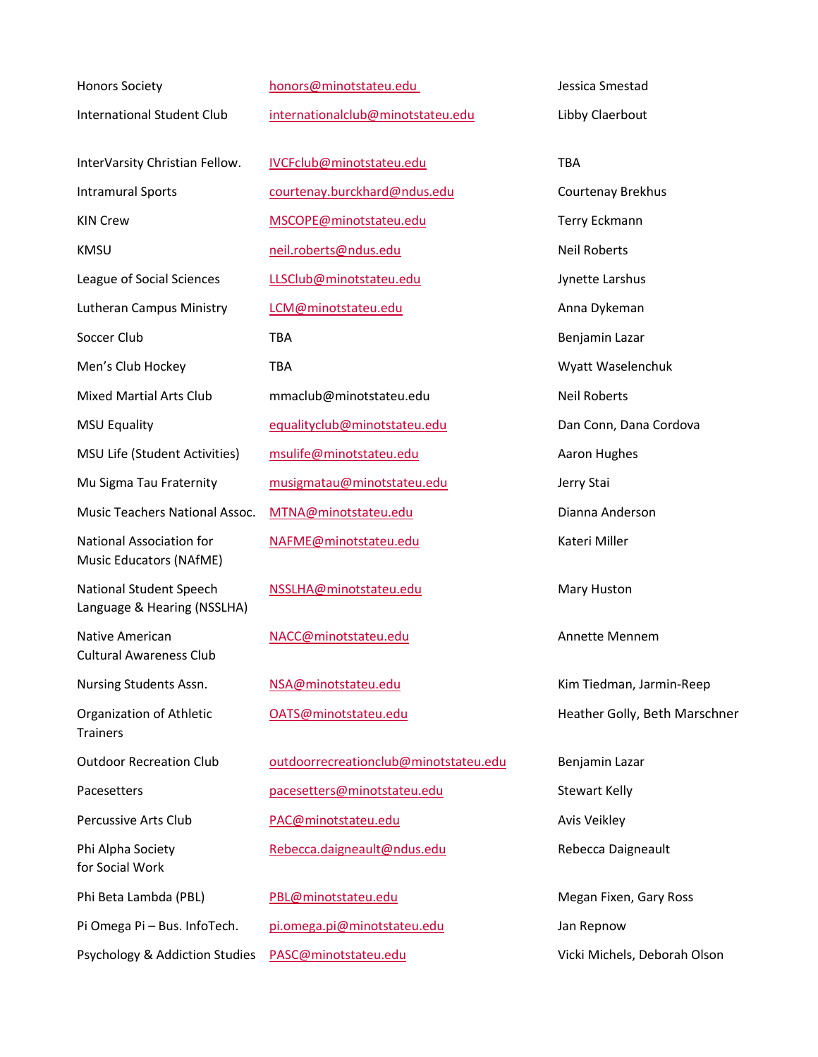| | | |
|---|---|---|
| Honors Society | honors@minotstateu.edu | Jessica Smestad |
| International Student Club | internationalclub@minotstateu.edu | Libby Claerbout |
| InterVarsity Christian Fellow. | IVCFclub@minotstateu.edu | TBA |
| Intramural Sports | courtenay.burckhard@ndus.edu | Courtenay Brekhus |
| KIN Crew | MSCOPE@minotstateu.edu | Terry Eckmann |
| KMSU | neil.roberts@ndus.edu | Neil Roberts |
| League of Social Sciences | LLSClub@minotstateu.edu | Jynette Larshus |
| Lutheran Campus Ministry | LCM@minotstateu.edu | Anna Dykeman |
| Soccer Club | TBA | Benjamin Lazar |
| Men's Club Hockey | TBA | Wyatt Waselenchuk |
| Mixed Martial Arts Club | mmaclub@minotstateu.edu | Neil Roberts |
| MSU Equality | equalityclub@minotstateu.edu | Dan Conn, Dana Cordova |
| MSU Life (Student Activities) | msulife@minotstateu.edu | Aaron Hughes |
| Mu Sigma Tau Fraternity | musigmatau@minotstateu.edu | Jerry Stai |
| Music Teachers National Assoc. | MTNA@minotstateu.edu | Dianna Anderson |
| National Association for Music Educators (NAfME) | NAFME@minotstateu.edu | Kateri Miller |
| National Student Speech Language & Hearing (NSSLHA) | NSSLHA@minotstateu.edu | Mary Huston |
| Native American Cultural Awareness Club | NACC@minotstateu.edu | Annette Mennem |
| Nursing Students Assn. | NSA@minotstateu.edu | Kim Tiedman, Jarmin-Reep |
| Organization of Athletic Trainers | OATS@minotstateu.edu | Heather Golly, Beth Marschner |
| Outdoor Recreation Club | outdoorrecreationclub@minotstateu.edu | Benjamin Lazar |
| Pacesetters | pacesetters@minotstateu.edu | Stewart Kelly |
| Percussive Arts Club | PAC@minotstateu.edu | Avis Veikley |
| Phi Alpha Society for Social Work | Rebecca.daigneault@ndus.edu | Rebecca Daigneault |
| Phi Beta Lambda (PBL) | PBL@minotstateu.edu | Megan Fixen, Gary Ross |
| Pi Omega Pi – Bus. InfoTech. | pi.omega.pi@minotstateu.edu | Jan Repnow |
| Psychology & Addiction Studies | PASC@minotstateu.edu | Vicki Michels, Deborah Olson |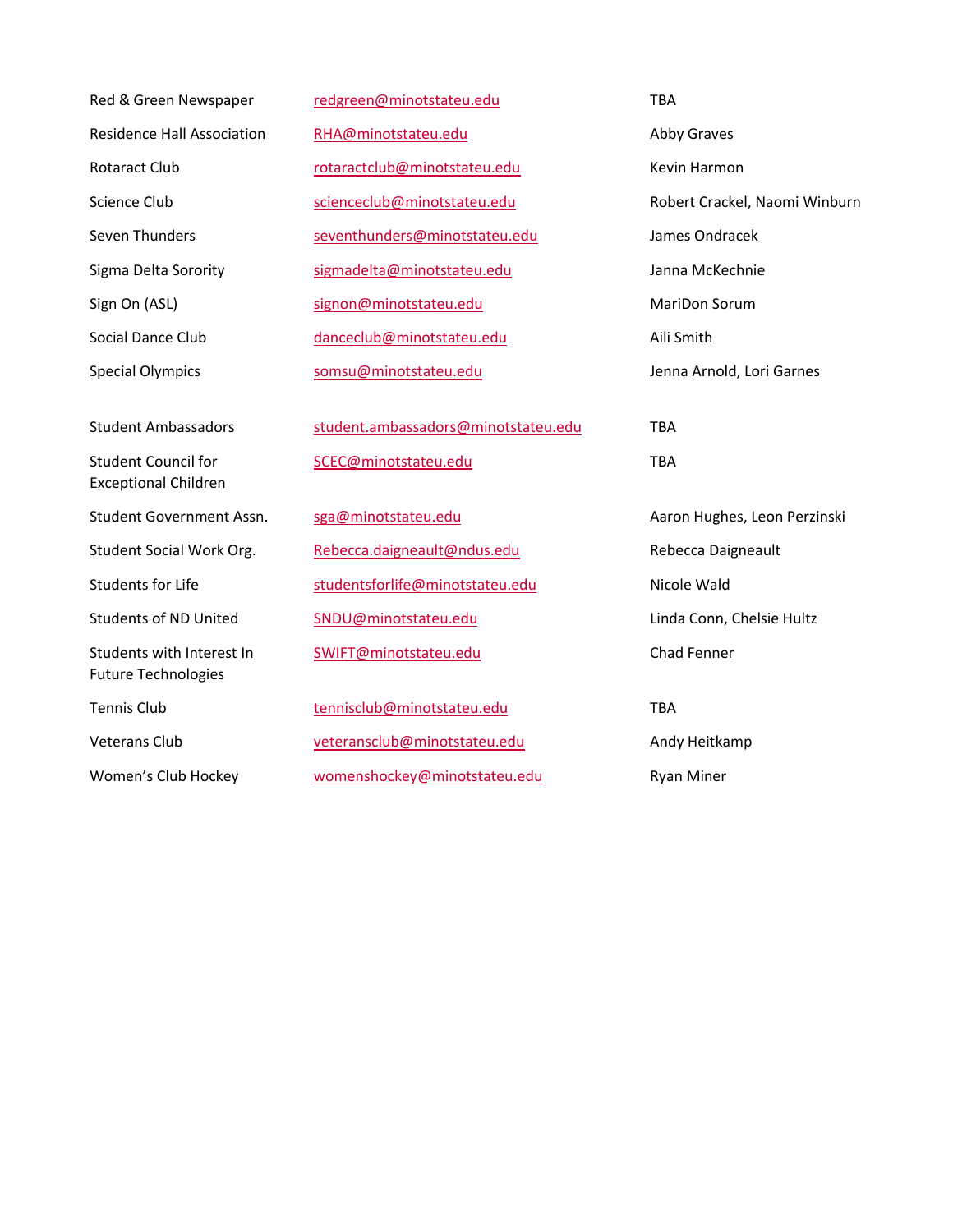| | | |
|---|---|---|
| Red & Green Newspaper | redgreen@minotstateu.edu | TBA |
| Residence Hall Association | RHA@minotstateu.edu | Abby Graves |
| Rotaract Club | rotaractclub@minotstateu.edu | Kevin Harmon |
| Science Club | scienceclub@minotstateu.edu | Robert Crackel, Naomi Winburn |
| Seven Thunders | seventhunders@minotstateu.edu | James Ondracek |
| Sigma Delta Sorority | sigmadelta@minotstateu.edu | Janna McKechnie |
| Sign On (ASL) | signon@minotstateu.edu | MariDon Sorum |
| Social Dance Club | danceclub@minotstateu.edu | Aili Smith |
| Special Olympics | somsu@minotstateu.edu | Jenna Arnold, Lori Garnes |
| Student Ambassadors | student.ambassadors@minotstateu.edu | TBA |
| Student Council for Exceptional Children | SCEC@minotstateu.edu | TBA |
| Student Government Assn. | sga@minotstateu.edu | Aaron Hughes, Leon Perzinski |
| Student Social Work Org. | Rebecca.daigneault@ndus.edu | Rebecca Daigneault |
| Students for Life | studentsforlife@minotstateu.edu | Nicole Wald |
| Students of ND United | SNDU@minotstateu.edu | Linda Conn, Chelsie Hultz |
| Students with Interest In Future Technologies | SWIFT@minotstateu.edu | Chad Fenner |
| Tennis Club | tennisclub@minotstateu.edu | TBA |
| Veterans Club | veteransclub@minotstateu.edu | Andy Heitkamp |
| Women's Club Hockey | womenshockey@minotstateu.edu | Ryan Miner |